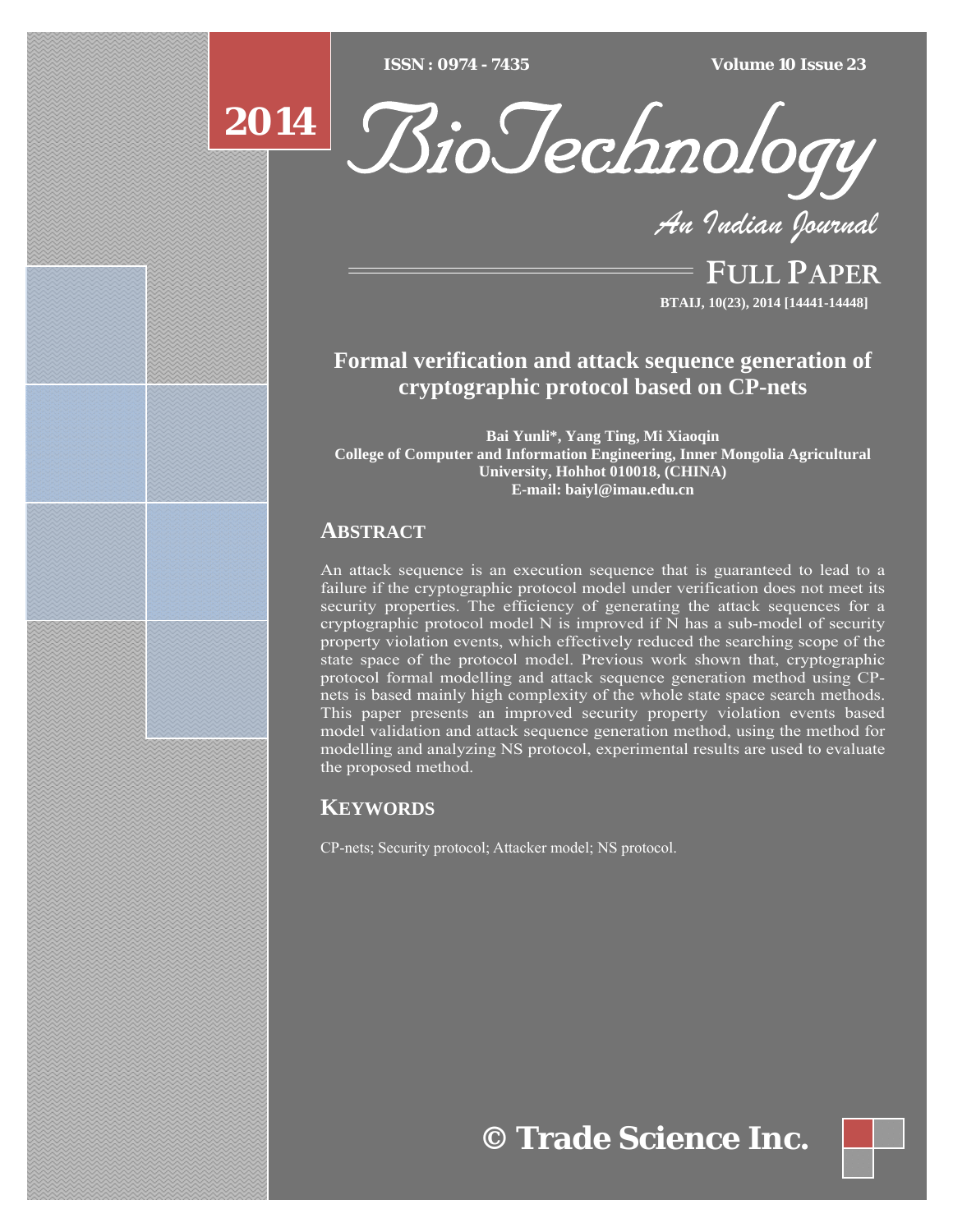# Formal verification and attack sequence generation of cryptographic protocol based on CP-nets

**Bai Yunli\*, Yang Ting, Mi Xiaoqin**
**College of Computer and Information Engineering, Inner Mongolia Agricultural University, Hohhot 010018, (CHINA)**
**E-mail: baiyl@imau.edu.cn**

## ABSTRACT

An attack sequence is an execution sequence that is guaranteed to lead to a failure if the cryptographic protocol model under verification does not meet its security properties. The efficiency of generating the attack sequences for a cryptographic protocol model N is improved if N has a sub-model of security property violation events, which effectively reduced the searching scope of the state space of the protocol model. Previous work shown that, cryptographic protocol formal modelling and attack sequence generation method using CP-nets is based mainly high complexity of the whole state space search methods. This paper presents an improved security property violation events based model validation and attack sequence generation method, using the method for modelling and analyzing NS protocol, experimental results are used to evaluate the proposed method.

## KEYWORDS

CP-nets; Security protocol; Attacker model; NS protocol.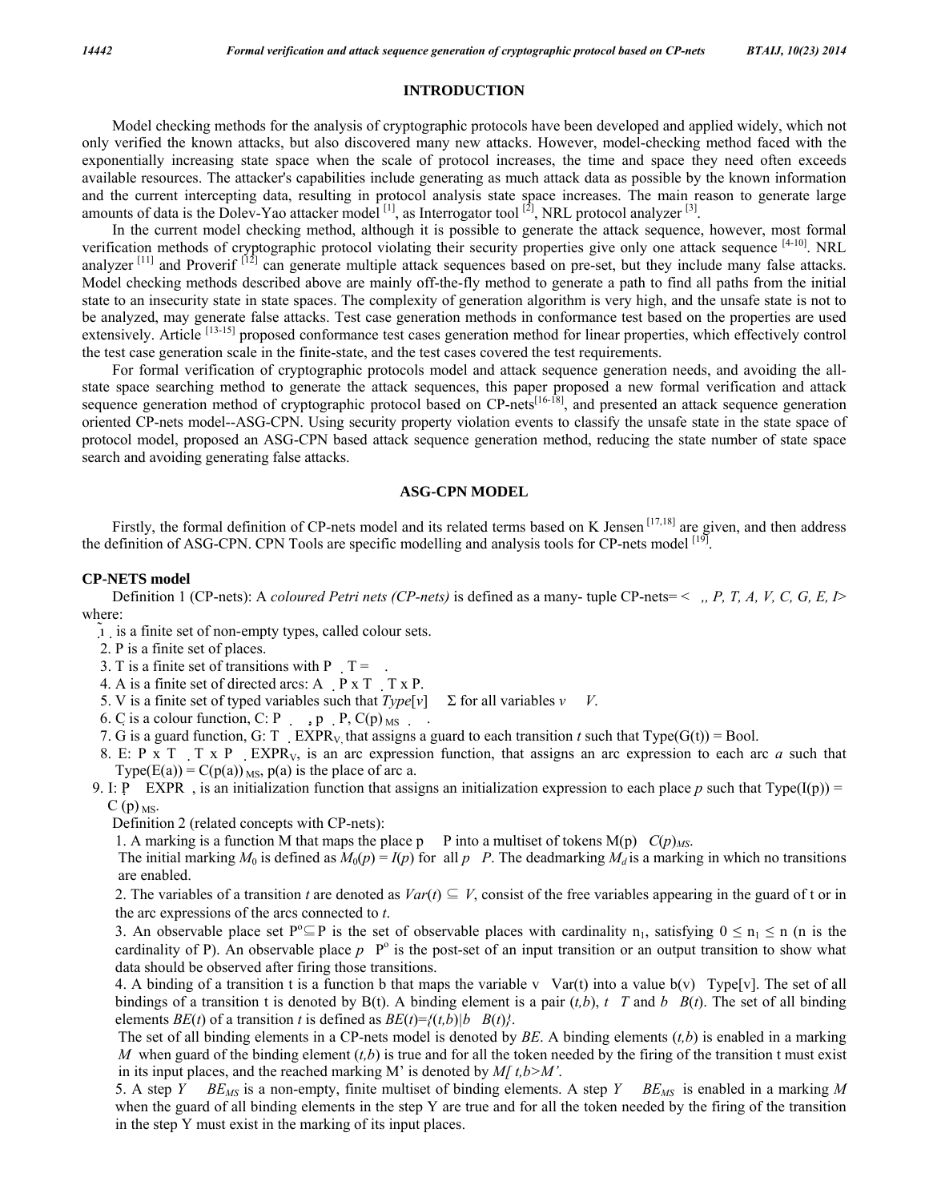## INTRODUCTION

Model checking methods for the analysis of cryptographic protocols have been developed and applied widely, which not only verified the known attacks, but also discovered many new attacks. However, model-checking method faced with the exponentially increasing state space when the scale of protocol increases, the time and space they need often exceeds available resources. The attacker's capabilities include generating as much attack data as possible by the known information and the current intercepting data, resulting in protocol analysis state space increases. The main reason to generate large amounts of data is the Dolev-Yao attacker model [1], as Interrogator tool [2], NRL protocol analyzer [3].

In the current model checking method, although it is possible to generate the attack sequence, however, most formal verification methods of cryptographic protocol violating their security properties give only one attack sequence [4-10]. NRL analyzer [11] and Proverif [12] can generate multiple attack sequences based on pre-set, but they include many false attacks. Model checking methods described above are mainly off-the-fly method to generate a path to find all paths from the initial state to an insecurity state in state spaces. The complexity of generation algorithm is very high, and the unsafe state is not to be analyzed, may generate false attacks. Test case generation methods in conformance test based on the properties are used extensively. Article [13-15] proposed conformance test cases generation method for linear properties, which effectively control the test case generation scale in the finite-state, and the test cases covered the test requirements.

For formal verification of cryptographic protocols model and attack sequence generation needs, and avoiding the all-state space searching method to generate the attack sequences, this paper proposed a new formal verification and attack sequence generation method of cryptographic protocol based on CP-nets[16-18], and presented an attack sequence generation oriented CP-nets model--ASG-CPN. Using security property violation events to classify the unsafe state in the state space of protocol model, proposed an ASG-CPN based attack sequence generation method, reducing the state number of state space search and avoiding generating false attacks.

## ASG-CPN MODEL

Firstly, the formal definition of CP-nets model and its related terms based on K Jensen [17,18] are given, and then address the definition of ASG-CPN. CPN Tools are specific modelling and analysis tools for CP-nets model [19].

### CP-NETS model

Definition 1 (CP-nets): A *coloured Petri nets (CP-nets)* is defined as a many- tuple CP-nets= $<\Sigma, P, T, A, V, C, G, E, I>$ where:

1. $\Sigma$ is a finite set of non-empty types, called colour sets.
2. P is a finite set of places.
3. T is a finite set of transitions with $P \cap T = \emptyset$.
4. A is a finite set of directed arcs: $A \subseteq P \times T \cup T \times P$.
5. V is a finite set of typed variables such that $Type[v] \in \Sigma$ for all variables $v \in V$.
6. C is a colour function, $C: P \rightarrow \Sigma$, $p \in P$, $C(p)_{MS} \subseteq \Sigma$.
7. G is a guard function, $G: T \rightarrow EXPR_V$, that assigns a guard to each transition $t$ such that Type(G(t)) = Bool.
8. E: $P \times T \cup T \times P \rightarrow EXPR_V$, is an arc expression function, that assigns an arc expression to each arc $a$ such that $Type(E(a)) = C(p(a))_{MS}$, p(a) is the place of arc a.
9. I: $P \rightarrow EXPR$, is an initialization function that assigns an initialization expression to each place $p$ such that $Type(I(p)) = C(p)_{MS}$.

Definition 2 (related concepts with CP-nets):

1. A marking is a function M that maps the place $p \in P$ into a multiset of tokens $M(p) \in C(p)_{MS}$. The initial marking $M_0$ is defined as $M_0(p) = I(p)$ for all $p \in P$. The deadmarking $M_d$ is a marking in which no transitions are enabled.
2. The variables of a transition $t$ are denoted as $Var(t) \subseteq V$, consist of the free variables appearing in the guard of t or in the arc expressions of the arcs connected to $t$.
3. An observable place set $P^o \subseteq P$ is the set of observable places with cardinality $n_1$, satisfying $0 \leq n_1 \leq n$ (n is the cardinality of P). An observable place $p \in P^o$ is the post-set of an input transition or an output transition to show what data should be observed after firing those transitions.
4. A binding of a transition t is a function b that maps the variable $v \in Var(t)$ into a value $b(v) \in Type[v]$. The set of all bindings of a transition t is denoted by B(t). A binding element is a pair $(t,b)$, $t \in T$ and $b \in B(t)$. The set of all binding elements $BE(t)$ of a transition $t$ is defined as $BE(t)=\{(t,b)|b \in B(t)\}$. The set of all binding elements in a CP-nets model is denoted by *BE*. A binding elements $(t,b)$ is enabled in a marking $M$ when guard of the binding element $(t,b)$ is true and for all the token needed by the firing of the transition t must exist in its input places, and the reached marking M' is denoted by $M[t,b>M'$.
5. A step $Y \in BE_{MS}$ is a non-empty, finite multiset of binding elements. A step $Y \in BE_{MS}$ is enabled in a marking $M$ when the guard of all binding elements in the step Y are true and for all the token needed by the firing of the transition in the step Y must exist in the marking of its input places.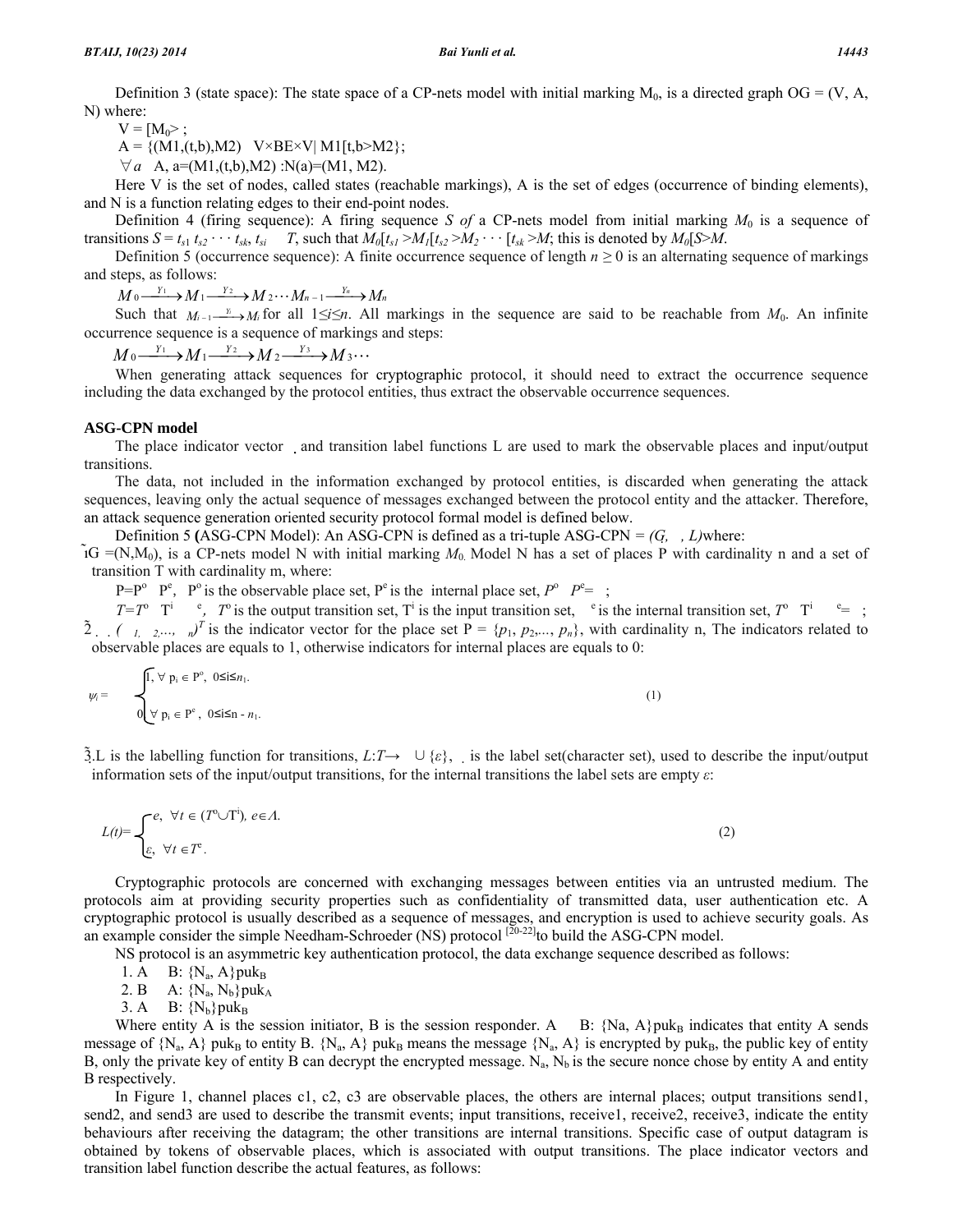Definition 3 (state space): The state space of a CP-nets model with initial marking $M_0$, is a directed graph OG = (V, A, N) where:

V = $[M_0>$ ;

A = {(M1,(t,b),M2) $\in$ V×BE×V| M1[t,b>M2};

$\forall a \in$ A, a=(M1,(t,b),M2) :N(a)=(M1, M2).

Here V is the set of nodes, called states (reachable markings), A is the set of edges (occurrence of binding elements), and N is a function relating edges to their end-point nodes.

Definition 4 (firing sequence): A firing sequence *S of* a CP-nets model from initial marking $M_0$ is a sequence of transitions $S = t_{s1}\ t_{s2} \cdots t_{sk}$, $t_{si} \in T$, such that $M_0[t_{s1} > M_1[t_{s2} > M_2 \cdots [t_{sk} > M$; this is denoted by $M_0[S>M$.

Definition 5 (occurrence sequence): A finite occurrence sequence of length $n \geq 0$ is an alternating sequence of markings and steps, as follows:

$$M_0 \xrightarrow{Y_1} M_1 \xrightarrow{Y_2} M_2 \cdots M_{n-1} \xrightarrow{Y_n} M_n$$

Such that $M_{i-1} \xrightarrow{Y_i} M_i$ for all $1 \leq i \leq n$. All markings in the sequence are said to be reachable from $M_0$. An infinite occurrence sequence is a sequence of markings and steps:

$$M_0 \xrightarrow{Y_1} M_1 \xrightarrow{Y_2} M_2 \xrightarrow{Y_3} M_3 \cdots$$

When generating attack sequences for cryptographic protocol, it should need to extract the occurrence sequence including the data exchanged by the protocol entities, thus extract the observable occurrence sequences.

**ASG-CPN model**

The place indicator vector $\psi$ and transition label functions L are used to mark the observable places and input/output transitions.

The data, not included in the information exchanged by protocol entities, is discarded when generating the attack sequences, leaving only the actual sequence of messages exchanged between the protocol entity and the attacker. Therefore, an attack sequence generation oriented security protocol formal model is defined below.

Definition 5 **(**ASG-CPN Model): An ASG-CPN is defined as a tri-tuple ASG-CPN = *(G, $\psi$, L)*where:

1. G =(N,$M_0$), is a CP-nets model N with initial marking $M_0$. Model N has a set of places P with cardinality n and a set of transition T with cardinality m, where:

   $P=P^o \cup P^e$, $P^o$ is the observable place set, $P^e$ is the internal place set, $P^o \cap P^e=\emptyset$ ;

   $T=T^o \cup T^i \cup T^e$, $T^o$ is the output transition set, $T^i$ is the input transition set, $T^e$ is the internal transition set, $T^o \cap T^i \cap T^e=\emptyset$ ;

2. $\psi = (\psi_1, \psi_2, \ldots, \psi_n)^T$ is the indicator vector for the place set P = {$p_1, p_2, \ldots, p_n$}, with cardinality n, The indicators related to observable places are equals to 1, otherwise indicators for internal places are equals to 0:

$$\psi_i = \begin{cases} 1, \ \forall\ p_i \in P^o,\ 0 \leq i \leq n_1. \\ 0,\ \forall\ p_i \in P^e,\ 0 \leq i \leq n - n_1. \end{cases} \tag{1}$$

3. L is the labelling function for transitions, $L$:$T \rightarrow \Lambda \cup \{\varepsilon\}$, $\Lambda$ is the label set(character set), used to describe the input/output information sets of the input/output transitions, for the internal transitions the label sets are empty $\varepsilon$:

$$L(t) = \begin{cases} e,\ \forall t \in (T^o \cup T^i),\ e \in \Lambda. \\ \varepsilon,\ \forall t \in T^e. \end{cases} \tag{2}$$

Cryptographic protocols are concerned with exchanging messages between entities via an untrusted medium. The protocols aim at providing security properties such as confidentiality of transmitted data, user authentication etc. A cryptographic protocol is usually described as a sequence of messages, and encryption is used to achieve security goals. As an example consider the simple Needham-Schroeder (NS) protocol [20-22]to build the ASG-CPN model.

NS protocol is an asymmetric key authentication protocol, the data exchange sequence described as follows:

1. A $\rightarrow$ B: $\{N_a, A\}puk_B$
2. B $\rightarrow$ A: $\{N_a, N_b\}puk_A$
3. A $\rightarrow$ B: $\{N_b\}puk_B$

Where entity A is the session initiator, B is the session responder. A $\rightarrow$ B: $\{Na, A\}puk_B$ indicates that entity A sends message of $\{N_a, A\}$ $puk_B$ to entity B. $\{N_a, A\}$ $puk_B$ means the message $\{N_a, A\}$ is encrypted by $puk_B$, the public key of entity B, only the private key of entity B can decrypt the encrypted message. $N_a$, $N_b$ is the secure nonce chose by entity A and entity B respectively.

In Figure 1, channel places c1, c2, c3 are observable places, the others are internal places; output transitions send1, send2, and send3 are used to describe the transmit events; input transitions, receive1, receive2, receive3, indicate the entity behaviours after receiving the datagram; the other transitions are internal transitions. Specific case of output datagram is obtained by tokens of observable places, which is associated with output transitions. The place indicator vectors and transition label function describe the actual features, as follows: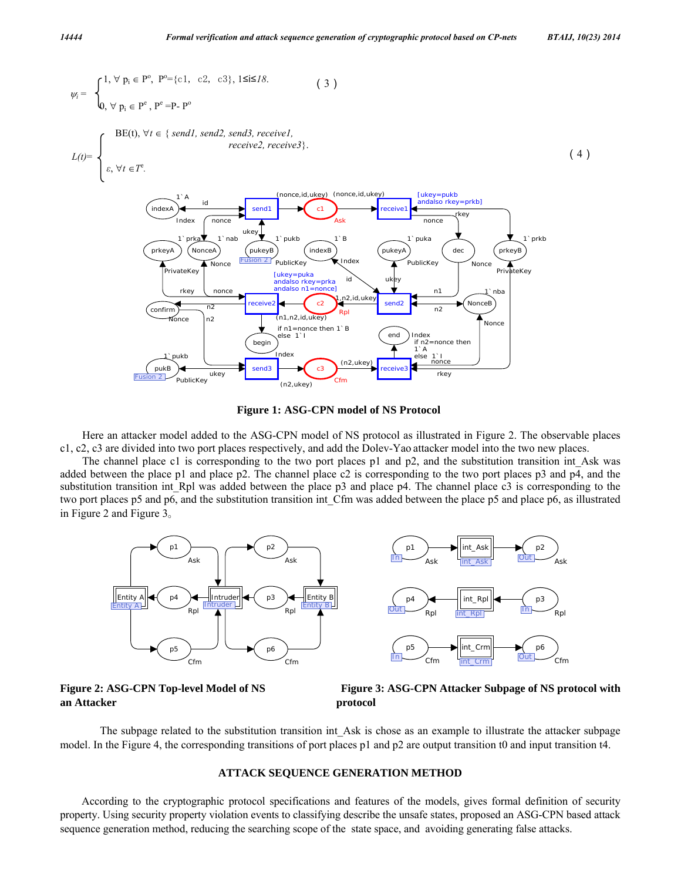$$
\psi_i = \begin{cases} 1, \forall\, p_i \in P^o,\ P^o=\{c1,\ c2,\ c3\},\ 1 \le i \le 18. \\ 0, \forall\, p_i \in P^e,\ P^e = P - P^o \end{cases} \quad (3)
$$

$$
L(t) = \begin{cases} BE(t), \forall t \in \{\, send1, send2, send3, receive1, receive2, receive3 \}. \\ \varepsilon, \forall t \in T^e. \end{cases} \quad (4)
$$

**Figure 1: ASG-CPN model of NS Protocol**

Here an attacker model added to the ASG-CPN model of NS protocol as illustrated in Figure 2. The observable places c1, c2, c3 are divided into two port places respectively, and add the Dolev-Yao attacker model into the two new places.

The channel place c1 is corresponding to the two port places p1 and p2, and the substitution transition int_Ask was added between the place p1 and place p2. The channel place c2 is corresponding to the two port places p3 and p4, and the substitution transition int_Rpl was added between the place p3 and place p4. The channel place c3 is corresponding to the two port places p5 and p6, and the substitution transition int_Cfm was added between the place p5 and place p6, as illustrated in Figure 2 and Figure 3。

**Figure 2: ASG-CPN Top-level Model of NS an Attacker**

**Figure 3: ASG-CPN Attacker Subpage of NS protocol with protocol**

The subpage related to the substitution transition int_Ask is chose as an example to illustrate the attacker subpage model. In the Figure 4, the corresponding transitions of port places p1 and p2 are output transition t0 and input transition t4.

## ATTACK SEQUENCE GENERATION METHOD

According to the cryptographic protocol specifications and features of the models, gives formal definition of security property. Using security property violation events to classifying describe the unsafe states, proposed an ASG-CPN based attack sequence generation method, reducing the searching scope of the state space, and avoiding generating false attacks.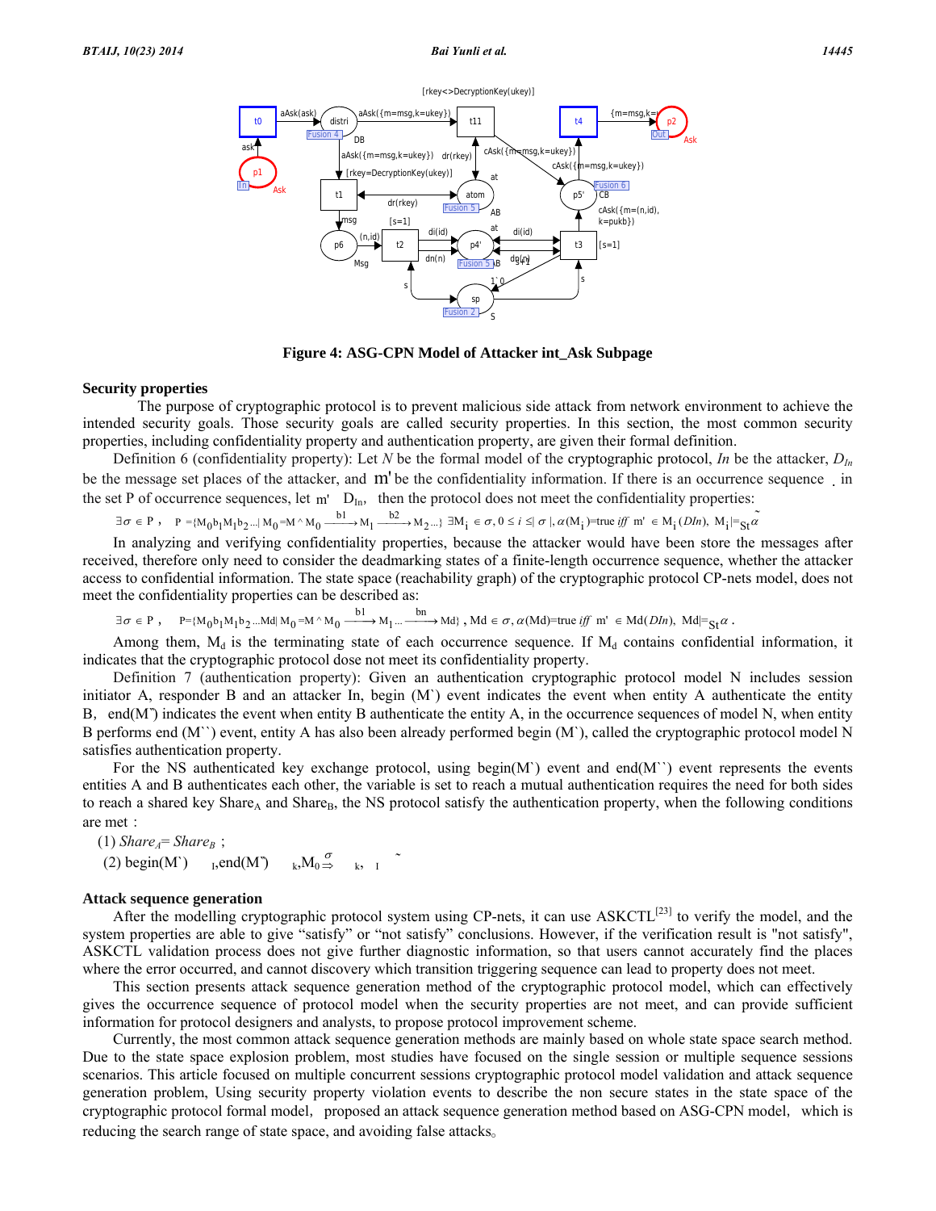Figure 4: ASG-CPN Model of Attacker int_Ask Subpage

**Security properties**

The purpose of cryptographic protocol is to prevent malicious side attack from network environment to achieve the intended security goals. Those security goals are called security properties. In this section, the most common security properties, including confidentiality property and authentication property, are given their formal definition.

Definition 6 (confidentiality property): Let *N* be the formal model of the cryptographic protocol, *In* be the attacker, $D_{In}$ be the message set places of the attacker, and m' be the confidentiality information. If there is an occurrence sequence . in the set P of occurrence sequences, let m' $D_{In}$, then the protocol does not meet the confidentiality properties:

$$\exists \sigma \in P, \quad P = \{M_0 b_1 M_1 b_2 ... | M_0 = M \wedge M_0 \xrightarrow{b1} M_1 \xrightarrow{b2} M_2 ...\} \; \exists M_i \in \sigma, 0 \le i \le |\sigma|, \alpha(M_i)\text{=true } iff \; m' \in M_i(DIn), \; M_i \models_{St} \tilde{\alpha}$$

In analyzing and verifying confidentiality properties, because the attacker would have been store the messages after received, therefore only need to consider the deadmarking states of a finite-length occurrence sequence, whether the attacker access to confidential information. The state space (reachability graph) of the cryptographic protocol CP-nets model, does not meet the confidentiality properties can be described as:

$$\exists \sigma \in P, \quad P = \{M_0 b_1 M_1 b_2 ... Md | M_0 = M \wedge M_0 \xrightarrow{b1} M_1 ... \xrightarrow{bn} Md\}, \; Md \in \sigma, \alpha(Md)\text{=true } iff \; m' \in Md(DIn), \; Md \models_{St} \alpha.$$

Among them, $M_d$ is the terminating state of each occurrence sequence. If $M_d$ contains confidential information, it indicates that the cryptographic protocol dose not meet its confidentiality property.

Definition 7 (authentication property): Given an authentication cryptographic protocol model N includes session initiator A, responder B and an attacker In, begin (M`) event indicates the event when entity A authenticate the entity B, end(M``) indicates the event when entity B authenticate the entity A, in the occurrence sequences of model N, when entity B performs end (M``) event, entity A has also been already performed begin (M`), called the cryptographic protocol model N satisfies authentication property.

For the NS authenticated key exchange protocol, using begin(M`) event and end(M``) event represents the events entities A and B authenticates each other, the variable is set to reach a mutual authentication requires the need for both sides to reach a shared key $Share_A$ and $Share_B$, the NS protocol satisfy the authentication property, when the following conditions are met：

(1) $Share_A = Share_B$；

(2) begin(M`) $_I$,end(M``) $_k$,$M_0 \overset{\sigma}{\Rightarrow}$ $_k$, $_I$ $\tilde{}$

**Attack sequence generation**

After the modelling cryptographic protocol system using CP-nets, it can use ASKCTL[23] to verify the model, and the system properties are able to give "satisfy" or "not satisfy" conclusions. However, if the verification result is "not satisfy", ASKCTL validation process does not give further diagnostic information, so that users cannot accurately find the places where the error occurred, and cannot discovery which transition triggering sequence can lead to property does not meet.

This section presents attack sequence generation method of the cryptographic protocol model, which can effectively gives the occurrence sequence of protocol model when the security properties are not meet, and can provide sufficient information for protocol designers and analysts, to propose protocol improvement scheme.

Currently, the most common attack sequence generation methods are mainly based on whole state space search method. Due to the state space explosion problem, most studies have focused on the single session or multiple sequence sessions scenarios. This article focused on multiple concurrent sessions cryptographic protocol model validation and attack sequence generation problem, Using security property violation events to describe the non secure states in the state space of the cryptographic protocol formal model, proposed an attack sequence generation method based on ASG-CPN model, which is reducing the search range of state space, and avoiding false attacks。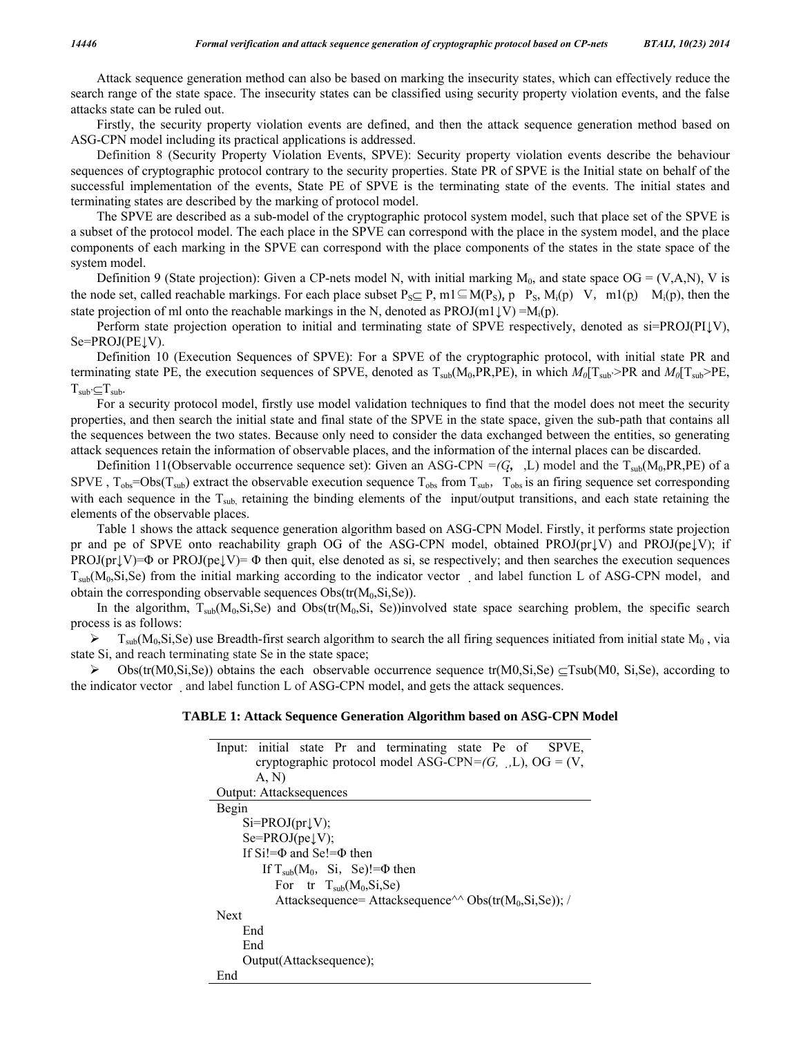Attack sequence generation method can also be based on marking the insecurity states, which can effectively reduce the search range of the state space. The insecurity states can be classified using security property violation events, and the false attacks state can be ruled out.

Firstly, the security property violation events are defined, and then the attack sequence generation method based on ASG-CPN model including its practical applications is addressed.

Definition 8 (Security Property Violation Events, SPVE): Security property violation events describe the behaviour sequences of cryptographic protocol contrary to the security properties. State PR of SPVE is the Initial state on behalf of the successful implementation of the events, State PE of SPVE is the terminating state of the events. The initial states and terminating states are described by the marking of protocol model.

The SPVE are described as a sub-model of the cryptographic protocol system model, such that place set of the SPVE is a subset of the protocol model. The each place in the SPVE can correspond with the place in the system model, and the place components of each marking in the SPVE can correspond with the place components of the states in the state space of the system model.

Definition 9 (State projection): Given a CP-nets model N, with initial marking $M_0$, and state space OG = (V,A,N), V is the node set, called reachable markings. For each place subset $P_S \subseteq P$, $m1 \subseteq M(P_S)$, $p \in P_S$, $M_i(p) \in V$, $m1(p) \subseteq M_i(p)$, then the state projection of ml onto the reachable markings in the N, denoted as $PROJ(m1\downarrow V) = M_i(p)$.

Perform state projection operation to initial and terminating state of SPVE respectively, denoted as $si=PROJ(PI\downarrow V)$, $Se=PROJ(PE\downarrow V)$.

Definition 10 (Execution Sequences of SPVE): For a SPVE of the cryptographic protocol, with initial state PR and terminating state PE, the execution sequences of SPVE, denoted as $T_{sub}(M_0,PR,PE)$, in which $M_0[T_{sub'}>PR$ and $M_0[T_{sub}>PE$, $T_{sub'} \subseteq T_{sub}$.

For a security protocol model, firstly use model validation techniques to find that the model does not meet the security properties, and then search the initial state and final state of the SPVE in the state space, given the sub-path that contains all the sequences between the two states. Because only need to consider the data exchanged between the entities, so generating attack sequences retain the information of observable places, and the information of the internal places can be discarded.

Definition 11(Observable occurrence sequence set): Given an ASG-CPN $=(G, \cdot, L)$ model and the $T_{sub}(M_0,PR,PE)$ of a SPVE , $T_{obs}=Obs(T_{sub})$ extract the observable execution sequence $T_{obs}$ from $T_{sub}$, $T_{obs}$ is an firing sequence set corresponding with each sequence in the $T_{sub}$, retaining the binding elements of the input/output transitions, and each state retaining the elements of the observable places.

Table 1 shows the attack sequence generation algorithm based on ASG-CPN Model. Firstly, it performs state projection pr and pe of SPVE onto reachability graph OG of the ASG-CPN model, obtained $PROJ(pr\downarrow V)$ and $PROJ(pe\downarrow V)$; if $PROJ(pr\downarrow V)=\Phi$ or $PROJ(pe\downarrow V)=\Phi$ then quit, else denoted as si, se respectively; and then searches the execution sequences $T_{sub}(M_0,Si,Se)$ from the initial marking according to the indicator vector $\cdot$ and label function L of ASG-CPN model, and obtain the corresponding observable sequences $Obs(tr(M_0,Si,Se))$.

In the algorithm, $T_{sub}(M_0,Si,Se)$ and $Obs(tr(M_0,Si, Se))$involved state space searching problem, the specific search process is as follows:

- $T_{sub}(M_0,Si,Se)$ use Breadth-first search algorithm to search the all firing sequences initiated from initial state $M_0$, via state Si, and reach terminating state Se in the state space;
- Obs(tr(M0,Si,Se)) obtains the each observable occurrence sequence tr(M0,Si,Se) $\subseteq$Tsub(M0, Si,Se), according to the indicator vector $\cdot$ and label function L of ASG-CPN model, and gets the attack sequences.

**TABLE 1: Attack Sequence Generation Algorithm based on ASG-CPN Model**

```
Input: initial state Pr and terminating state Pe of SPVE,
       cryptographic protocol model ASG-CPN=(G, ,L), OG = (V, A, N)
Output: Attacksequences
Begin
    Si=PROJ(pr↓V);
    Se=PROJ(pe↓V);
    If Si!=Φ and Se!=Φ then
        If Tsub(M0, Si, Se)!=Φ then
            For  tr  Tsub(M0,Si,Se)
            Attacksequence= Attacksequence^^ Obs(tr(M0,Si,Se)); /
Next
    End
    End
    Output(Attacksequence);
End
```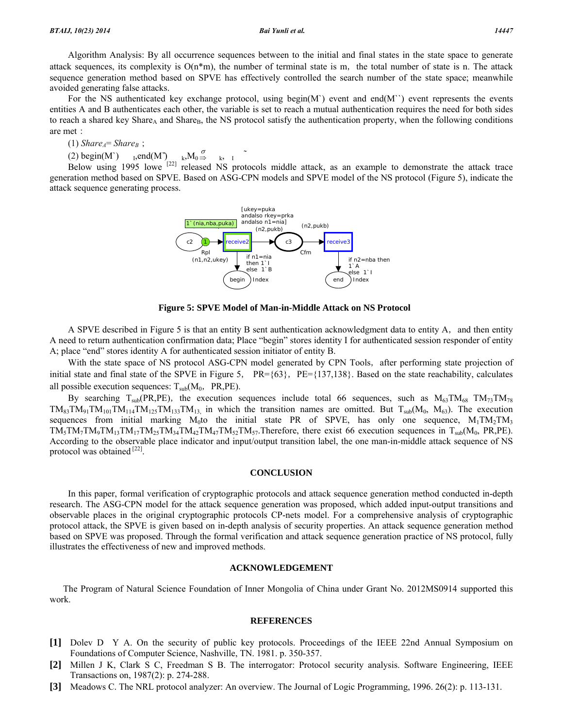Algorithm Analysis: By all occurrence sequences between to the initial and final states in the state space to generate attack sequences, its complexity is O(n*m), the number of terminal state is m, the total number of state is n. The attack sequence generation method based on SPVE has effectively controlled the search number of the state space; meanwhile avoided generating false attacks.

For the NS authenticated key exchange protocol, using begin(M`) event and end(M``) event represents the events entities A and B authenticates each other, the variable is set to reach a mutual authentication requires the need for both sides to reach a shared key $Share_A$ and $Share_B$, the NS protocol satisfy the authentication property, when the following conditions are met：

(1) $Share_A = Share_B$；

(2) begin(M`) $_I$,end(M``) $_k$,$M_0 \overset{\sigma}{\Rightarrow}$ $_k$, $_I$ ˜

Below using 1995 lowe [22] released NS protocols middle attack, as an example to demonstrate the attack trace generation method based on SPVE. Based on ASG-CPN models and SPVE model of the NS protocol (Figure 5), indicate the attack sequence generating process.

**Figure 5: SPVE Model of Man-in-Middle Attack on NS Protocol**

A SPVE described in Figure 5 is that an entity B sent authentication acknowledgment data to entity A, and then entity A need to return authentication confirmation data; Place "begin" stores identity I for authenticated session responder of entity A; place "end" stores identity A for authenticated session initiator of entity B.

With the state space of NS protocol ASG-CPN model generated by CPN Tools, after performing state projection of initial state and final state of the SPVE in Figure 5, PR={63}, PE={137,138}. Based on the state reachability, calculates all possible execution sequences: $T_{sub}(M_0, PR, PE)$.

By searching $T_{sub}(PR,PE)$, the execution sequences include total 66 sequences, such as $M_{63}TM_{68}$ $TM_{73}TM_{78}$ $TM_{83}TM_{91}TM_{101}TM_{114}TM_{125}TM_{133}TM_{13,}$ in which the transition names are omitted. But $T_{sub}(M_0, M_{63})$. The execution sequences from initial marking $M_0$to the initial state PR of SPVE, has only one sequence, $M_1TM_2TM_3$ $TM_5TM_7TM_9TM_{13}TM_{17}TM_{25}TM_{34}TM_{42}TM_{47}TM_{52}TM_{57}$.Therefore, there exist 66 execution sequences in $T_{sub}(M_0, PR,PE)$. According to the observable place indicator and input/output transition label, the one man-in-middle attack sequence of NS protocol was obtained [22].

## CONCLUSION

In this paper, formal verification of cryptographic protocols and attack sequence generation method conducted in-depth research. The ASG-CPN model for the attack sequence generation was proposed, which added input-output transitions and observable places in the original cryptographic protocols CP-nets model. For a comprehensive analysis of cryptographic protocol attack, the SPVE is given based on in-depth analysis of security properties. An attack sequence generation method based on SPVE was proposed. Through the formal verification and attack sequence generation practice of NS protocol, fully illustrates the effectiveness of new and improved methods.

## ACKNOWLEDGEMENT

The Program of Natural Science Foundation of Inner Mongolia of China under Grant No. 2012MS0914 supported this work.

## REFERENCES

**[1]** Dolev D Y A. On the security of public key protocols. Proceedings of the IEEE 22nd Annual Symposium on Foundations of Computer Science, Nashville, TN. 1981. p. 350-357.

**[2]** Millen J K, Clark S C, Freedman S B. The interrogator: Protocol security analysis. Software Engineering, IEEE Transactions on, 1987(2): p. 274-288.

**[3]** Meadows C. The NRL protocol analyzer: An overview. The Journal of Logic Programming, 1996. 26(2): p. 113-131.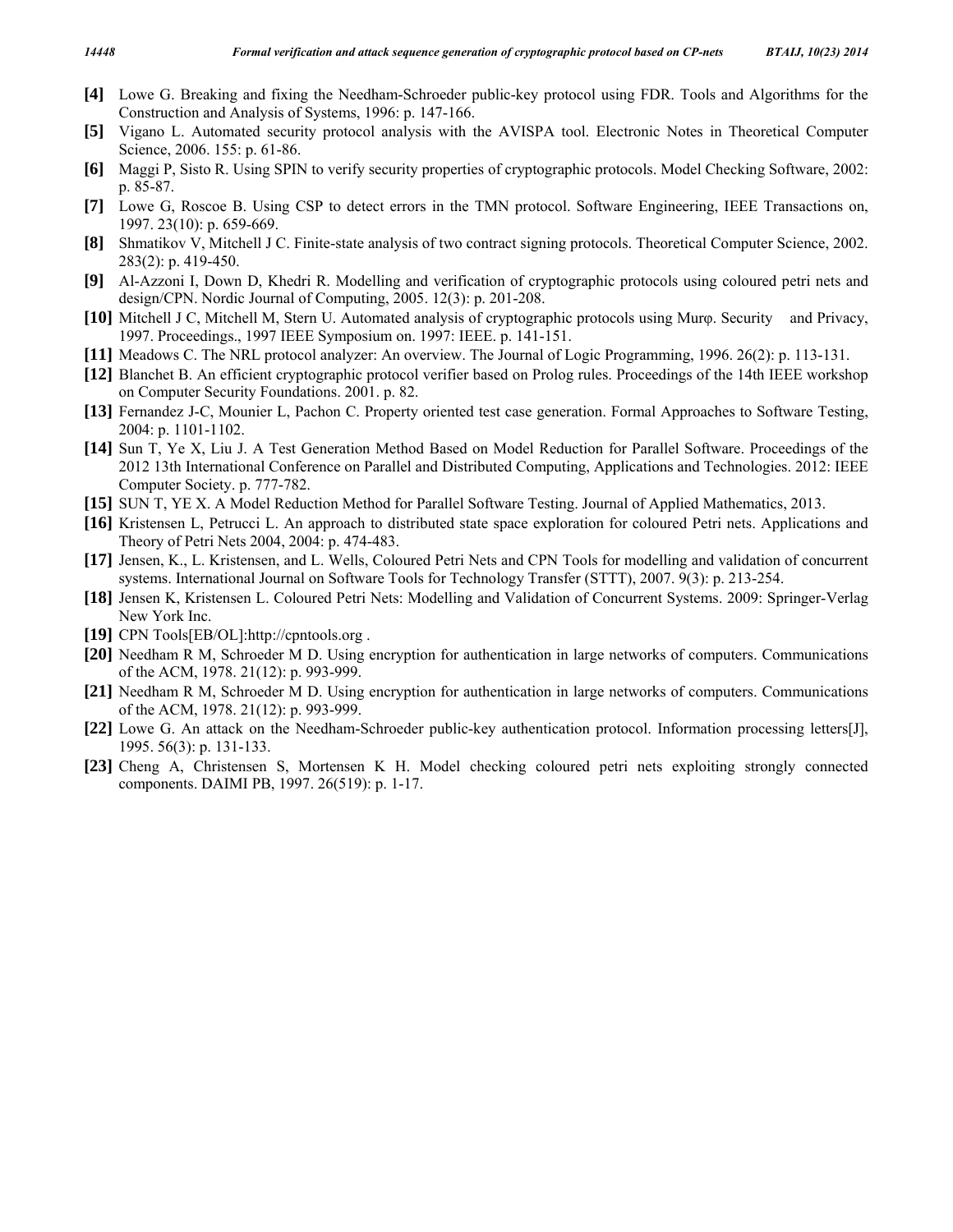**[4]** Lowe G. Breaking and fixing the Needham-Schroeder public-key protocol using FDR. Tools and Algorithms for the Construction and Analysis of Systems, 1996: p. 147-166.

**[5]** Vigano L. Automated security protocol analysis with the AVISPA tool. Electronic Notes in Theoretical Computer Science, 2006. 155: p. 61-86.

**[6]** Maggi P, Sisto R. Using SPIN to verify security properties of cryptographic protocols. Model Checking Software, 2002: p. 85-87.

**[7]** Lowe G, Roscoe B. Using CSP to detect errors in the TMN protocol. Software Engineering, IEEE Transactions on, 1997. 23(10): p. 659-669.

**[8]** Shmatikov V, Mitchell J C. Finite-state analysis of two contract signing protocols. Theoretical Computer Science, 2002. 283(2): p. 419-450.

**[9]** Al-Azzoni I, Down D, Khedri R. Modelling and verification of cryptographic protocols using coloured petri nets and design/CPN. Nordic Journal of Computing, 2005. 12(3): p. 201-208.

**[10]** Mitchell J C, Mitchell M, Stern U. Automated analysis of cryptographic protocols using Murφ. Security and Privacy, 1997. Proceedings., 1997 IEEE Symposium on. 1997: IEEE. p. 141-151.

**[11]** Meadows C. The NRL protocol analyzer: An overview. The Journal of Logic Programming, 1996. 26(2): p. 113-131.

**[12]** Blanchet B. An efficient cryptographic protocol verifier based on Prolog rules. Proceedings of the 14th IEEE workshop on Computer Security Foundations. 2001. p. 82.

**[13]** Fernandez J-C, Mounier L, Pachon C. Property oriented test case generation. Formal Approaches to Software Testing, 2004: p. 1101-1102.

**[14]** Sun T, Ye X, Liu J. A Test Generation Method Based on Model Reduction for Parallel Software. Proceedings of the 2012 13th International Conference on Parallel and Distributed Computing, Applications and Technologies. 2012: IEEE Computer Society. p. 777-782.

**[15]** SUN T, YE X. A Model Reduction Method for Parallel Software Testing. Journal of Applied Mathematics, 2013.

**[16]** Kristensen L, Petrucci L. An approach to distributed state space exploration for coloured Petri nets. Applications and Theory of Petri Nets 2004, 2004: p. 474-483.

**[17]** Jensen, K., L. Kristensen, and L. Wells, Coloured Petri Nets and CPN Tools for modelling and validation of concurrent systems. International Journal on Software Tools for Technology Transfer (STTT), 2007. 9(3): p. 213-254.

**[18]** Jensen K, Kristensen L. Coloured Petri Nets: Modelling and Validation of Concurrent Systems. 2009: Springer-Verlag New York Inc.

**[19]** CPN Tools[EB/OL]:http://cpntools.org .

**[20]** Needham R M, Schroeder M D. Using encryption for authentication in large networks of computers. Communications of the ACM, 1978. 21(12): p. 993-999.

**[21]** Needham R M, Schroeder M D. Using encryption for authentication in large networks of computers. Communications of the ACM, 1978. 21(12): p. 993-999.

**[22]** Lowe G. An attack on the Needham-Schroeder public-key authentication protocol. Information processing letters[J], 1995. 56(3): p. 131-133.

**[23]** Cheng A, Christensen S, Mortensen K H. Model checking coloured petri nets exploiting strongly connected components. DAIMI PB, 1997. 26(519): p. 1-17.